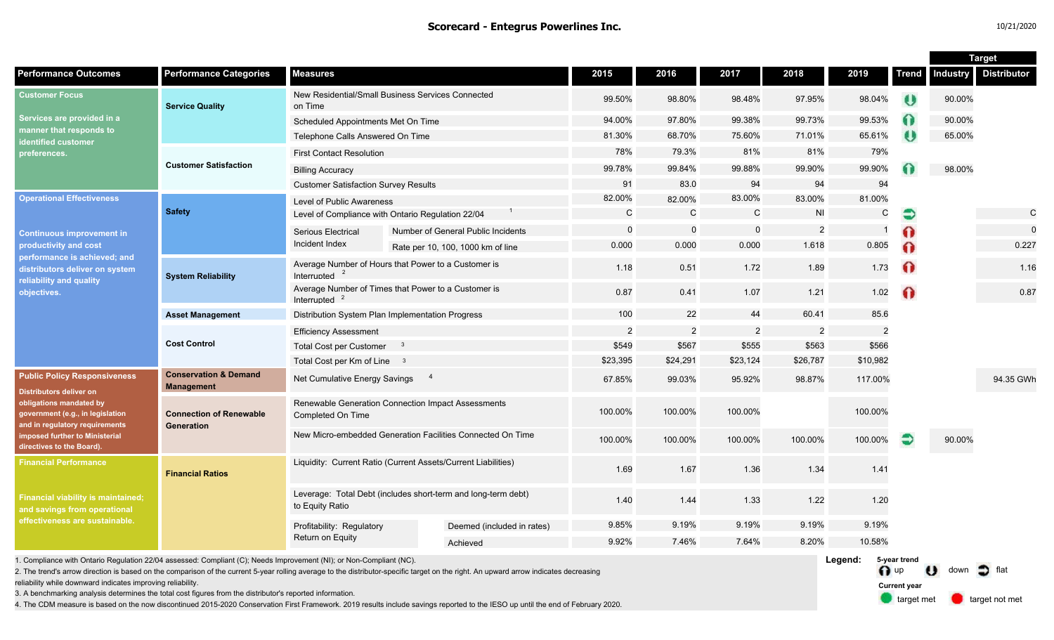# Scorecard - Entegrus Powerlines Inc.

10/21/2020

| Performance Outcomes | Performance Categories | Measures | | 2015 | 2016 | 2017 | 2018 | 2019 | Trend | Target: Industry | Target: Distributor |
|---|---|---|---|---|---|---|---|---|---|---|---|
| **Customer Focus** Services are provided in a manner that responds to identified customer preferences. | Service Quality | New Residential/Small Business Services Connected on Time | | 99.50% | 98.80% | 98.48% | 97.95% | 98.04% | down | 90.00% | |
| | | Scheduled Appointments Met On Time | | 94.00% | 97.80% | 99.38% | 99.73% | 99.53% | up | 90.00% | |
| | | Telephone Calls Answered On Time | | 81.30% | 68.70% | 75.60% | 71.01% | 65.61% | down | 65.00% | |
| | Customer Satisfaction | First Contact Resolution | | 78% | 79.3% | 81% | 81% | 79% | | | |
| | | Billing Accuracy | | 99.78% | 99.84% | 99.88% | 99.90% | 99.90% | up | 98.00% | |
| | | Customer Satisfaction Survey Results | | 91 | 83.0 | 94 | 94 | 94 | | | |
| **Operational Effectiveness** Continuous improvement in productivity and cost performance is achieved; and distributors deliver on system reliability and quality objectives. | Safety | Level of Public Awareness | | 82.00% | 82.00% | 83.00% | 83.00% | 81.00% | | | |
| | | Level of Compliance with Ontario Regulation 22/04 [1] | | C | C | C | NI | C | flat | | C |
| | | Serious Electrical Incident Index | Number of General Public Incidents | 0 | 0 | 0 | 2 | 1 | up | | 0 |
| | | | Rate per 10, 100, 1000 km of line | 0.000 | 0.000 | 0.000 | 1.618 | 0.805 | up | | 0.227 |
| | System Reliability | Average Number of Hours that Power to a Customer is Interrupted [2] | | 1.18 | 0.51 | 1.72 | 1.89 | 1.73 | up | | 1.16 |
| | | Average Number of Times that Power to a Customer is Interrupted [2] | | 0.87 | 0.41 | 1.07 | 1.21 | 1.02 | up | | 0.87 |
| | Asset Management | Distribution System Plan Implementation Progress | | 100 | 22 | 44 | 60.41 | 85.6 | | | |
| | Cost Control | Efficiency Assessment | | 2 | 2 | 2 | 2 | 2 | | | |
| | | Total Cost per Customer [3] | | $549 | $567 | $555 | $563 | $566 | | | |
| | | Total Cost per Km of Line [3] | | $23,395 | $24,291 | $23,124 | $26,787 | $10,982 | | | |
| **Public Policy Responsiveness** Distributors deliver on obligations mandated by government (e.g., in legislation and in regulatory requirements imposed further to Ministerial directives to the Board). | Conservation & Demand Management | Net Cumulative Energy Savings [4] | | 67.85% | 99.03% | 95.92% | 98.87% | 117.00% | | | 94.35 GWh |
| | Connection of Renewable Generation | Renewable Generation Connection Impact Assessments Completed On Time | | 100.00% | 100.00% | 100.00% | | 100.00% | | | |
| | | New Micro-embedded Generation Facilities Connected On Time | | 100.00% | 100.00% | 100.00% | 100.00% | 100.00% | flat | 90.00% | |
| **Financial Performance** Financial viability is maintained; and savings from operational effectiveness are sustainable. | Financial Ratios | Liquidity: Current Ratio (Current Assets/Current Liabilities) | | 1.69 | 1.67 | 1.36 | 1.34 | 1.41 | | | |
| | | Leverage: Total Debt (includes short-term and long-term debt) to Equity Ratio | | 1.40 | 1.44 | 1.33 | 1.22 | 1.20 | | | |
| | | Profitability: Regulatory Return on Equity | Deemed (included in rates) | 9.85% | 9.19% | 9.19% | 9.19% | 9.19% | | | |
| | | | Achieved | 9.92% | 7.46% | 7.64% | 8.20% | 10.58% | | | |

1. Compliance with Ontario Regulation 22/04 assessed: Compliant (C); Needs Improvement (NI); or Non-Compliant (NC).
2. The trend's arrow direction is based on the comparison of the current 5-year rolling average to the distributor-specific target on the right. An upward arrow indicates decreasing reliability while downward indicates improving reliability.
3. A benchmarking analysis determines the total cost figures from the distributor's reported information.
4. The CDM measure is based on the now discontinued 2015-2020 Conservation First Framework. 2019 results include savings reported to the IESO up until the end of February 2020.

**Legend:** 5-year trend: up, down, flat. Current year: target met, target not met.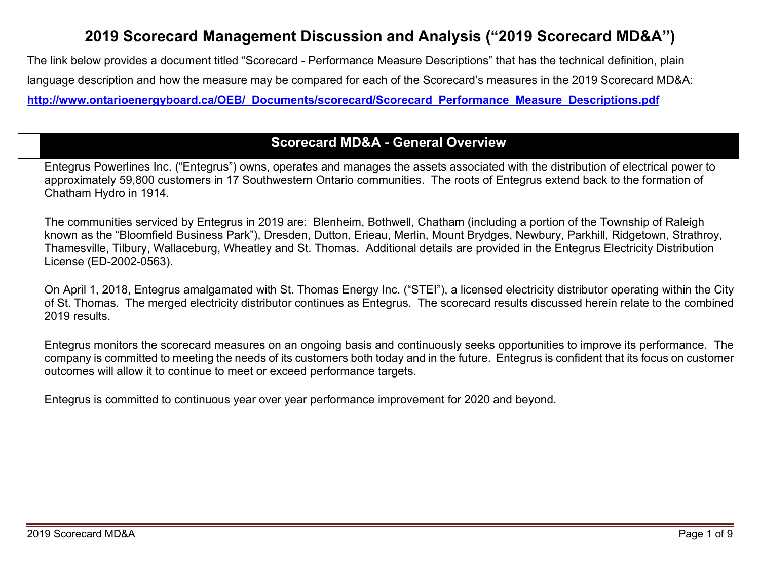# 2019 Scorecard Management Discussion and Analysis ("2019 Scorecard MD&A")

The link below provides a document titled "Scorecard - Performance Measure Descriptions" that has the technical definition, plain language description and how the measure may be compared for each of the Scorecard's measures in the 2019 Scorecard MD&A:

**http://www.ontarioenergyboard.ca/OEB/_Documents/scorecard/Scorecard_Performance_Measure_Descriptions.pdf**

## Scorecard MD&A - General Overview

Entegrus Powerlines Inc. ("Entegrus") owns, operates and manages the assets associated with the distribution of electrical power to approximately 59,800 customers in 17 Southwestern Ontario communities. The roots of Entegrus extend back to the formation of Chatham Hydro in 1914.

The communities serviced by Entegrus in 2019 are: Blenheim, Bothwell, Chatham (including a portion of the Township of Raleigh known as the "Bloomfield Business Park"), Dresden, Dutton, Erieau, Merlin, Mount Brydges, Newbury, Parkhill, Ridgetown, Strathroy, Thamesville, Tilbury, Wallaceburg, Wheatley and St. Thomas. Additional details are provided in the Entegrus Electricity Distribution License (ED-2002-0563).

On April 1, 2018, Entegrus amalgamated with St. Thomas Energy Inc. ("STEI"), a licensed electricity distributor operating within the City of St. Thomas. The merged electricity distributor continues as Entegrus. The scorecard results discussed herein relate to the combined 2019 results.

Entegrus monitors the scorecard measures on an ongoing basis and continuously seeks opportunities to improve its performance. The company is committed to meeting the needs of its customers both today and in the future. Entegrus is confident that its focus on customer outcomes will allow it to continue to meet or exceed performance targets.

Entegrus is committed to continuous year over year performance improvement for 2020 and beyond.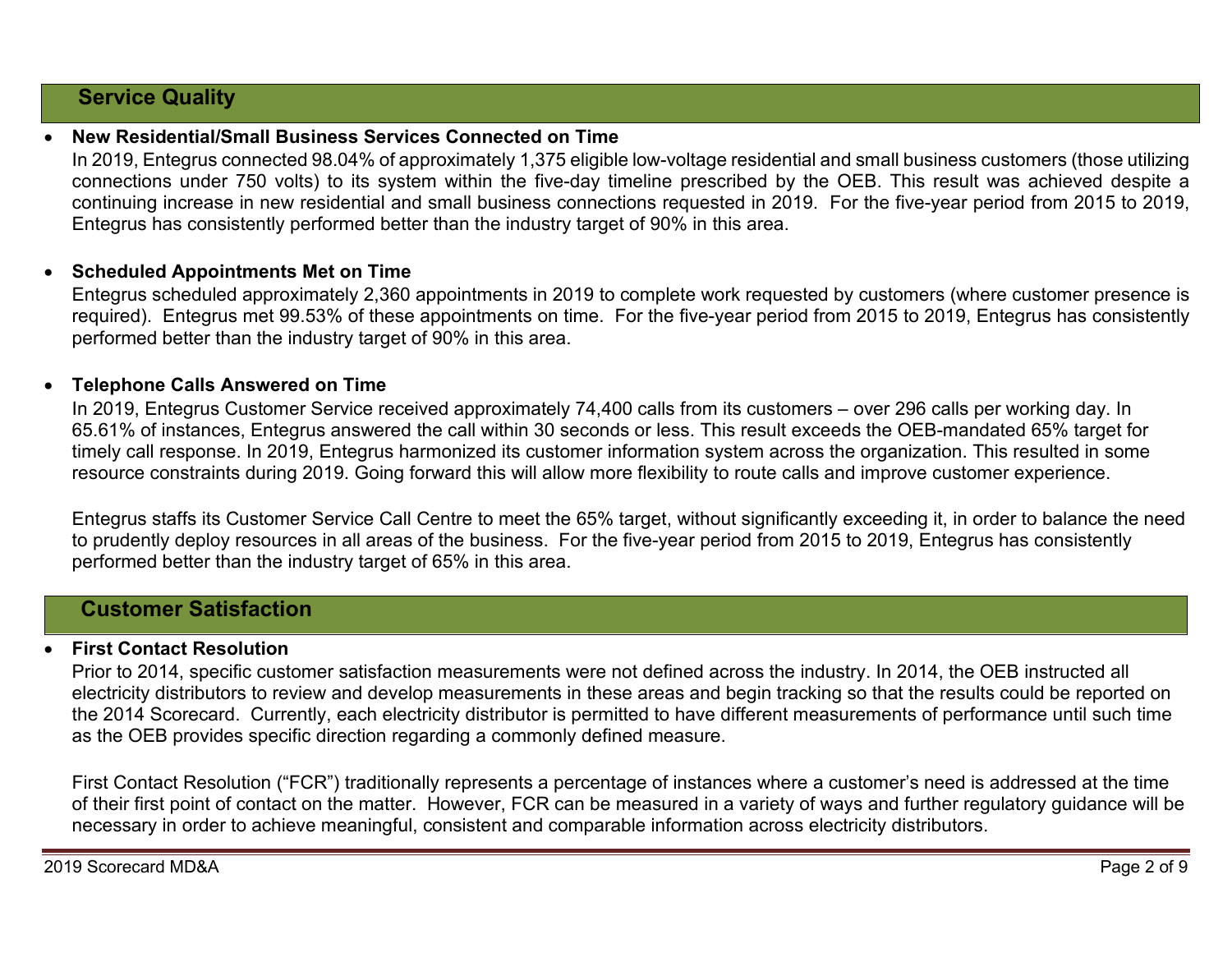## Service Quality

- **New Residential/Small Business Services Connected on Time**

  In 2019, Entegrus connected 98.04% of approximately 1,375 eligible low-voltage residential and small business customers (those utilizing connections under 750 volts) to its system within the five-day timeline prescribed by the OEB. This result was achieved despite a continuing increase in new residential and small business connections requested in 2019. For the five-year period from 2015 to 2019, Entegrus has consistently performed better than the industry target of 90% in this area.

- **Scheduled Appointments Met on Time**

  Entegrus scheduled approximately 2,360 appointments in 2019 to complete work requested by customers (where customer presence is required). Entegrus met 99.53% of these appointments on time. For the five-year period from 2015 to 2019, Entegrus has consistently performed better than the industry target of 90% in this area.

- **Telephone Calls Answered on Time**

  In 2019, Entegrus Customer Service received approximately 74,400 calls from its customers – over 296 calls per working day. In 65.61% of instances, Entegrus answered the call within 30 seconds or less. This result exceeds the OEB-mandated 65% target for timely call response. In 2019, Entegrus harmonized its customer information system across the organization. This resulted in some resource constraints during 2019. Going forward this will allow more flexibility to route calls and improve customer experience.

  Entegrus staffs its Customer Service Call Centre to meet the 65% target, without significantly exceeding it, in order to balance the need to prudently deploy resources in all areas of the business. For the five-year period from 2015 to 2019, Entegrus has consistently performed better than the industry target of 65% in this area.

## Customer Satisfaction

- **First Contact Resolution**

  Prior to 2014, specific customer satisfaction measurements were not defined across the industry. In 2014, the OEB instructed all electricity distributors to review and develop measurements in these areas and begin tracking so that the results could be reported on the 2014 Scorecard. Currently, each electricity distributor is permitted to have different measurements of performance until such time as the OEB provides specific direction regarding a commonly defined measure.

  First Contact Resolution ("FCR") traditionally represents a percentage of instances where a customer's need is addressed at the time of their first point of contact on the matter. However, FCR can be measured in a variety of ways and further regulatory guidance will be necessary in order to achieve meaningful, consistent and comparable information across electricity distributors.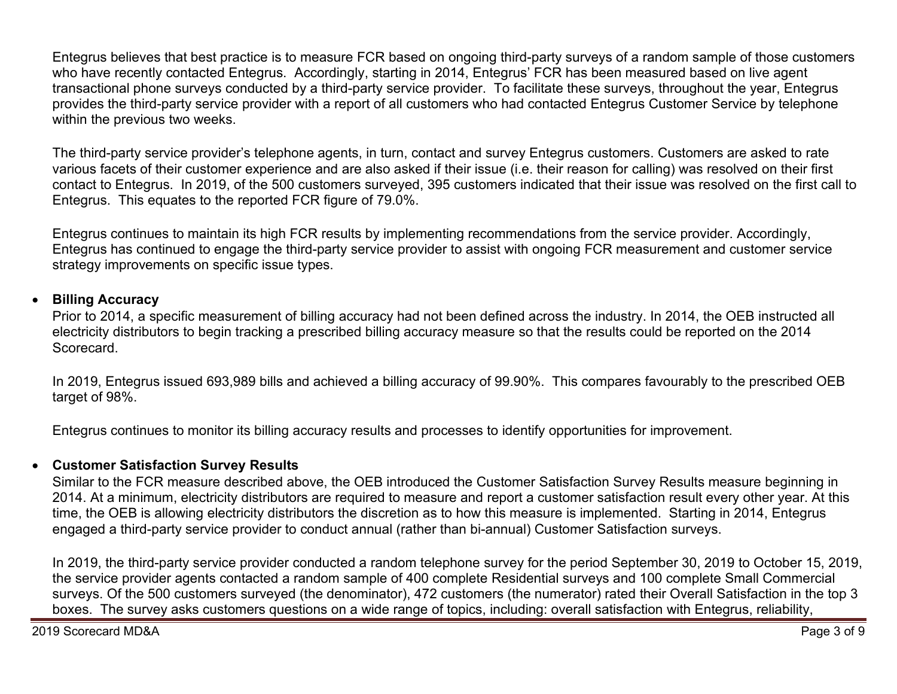Entegrus believes that best practice is to measure FCR based on ongoing third-party surveys of a random sample of those customers who have recently contacted Entegrus. Accordingly, starting in 2014, Entegrus' FCR has been measured based on live agent transactional phone surveys conducted by a third-party service provider. To facilitate these surveys, throughout the year, Entegrus provides the third-party service provider with a report of all customers who had contacted Entegrus Customer Service by telephone within the previous two weeks.

The third-party service provider's telephone agents, in turn, contact and survey Entegrus customers. Customers are asked to rate various facets of their customer experience and are also asked if their issue (i.e. their reason for calling) was resolved on their first contact to Entegrus. In 2019, of the 500 customers surveyed, 395 customers indicated that their issue was resolved on the first call to Entegrus. This equates to the reported FCR figure of 79.0%.

Entegrus continues to maintain its high FCR results by implementing recommendations from the service provider. Accordingly, Entegrus has continued to engage the third-party service provider to assist with ongoing FCR measurement and customer service strategy improvements on specific issue types.

- **Billing Accuracy**

  Prior to 2014, a specific measurement of billing accuracy had not been defined across the industry. In 2014, the OEB instructed all electricity distributors to begin tracking a prescribed billing accuracy measure so that the results could be reported on the 2014 Scorecard.

  In 2019, Entegrus issued 693,989 bills and achieved a billing accuracy of 99.90%. This compares favourably to the prescribed OEB target of 98%.

  Entegrus continues to monitor its billing accuracy results and processes to identify opportunities for improvement.

- **Customer Satisfaction Survey Results**

  Similar to the FCR measure described above, the OEB introduced the Customer Satisfaction Survey Results measure beginning in 2014. At a minimum, electricity distributors are required to measure and report a customer satisfaction result every other year. At this time, the OEB is allowing electricity distributors the discretion as to how this measure is implemented. Starting in 2014, Entegrus engaged a third-party service provider to conduct annual (rather than bi-annual) Customer Satisfaction surveys.

  In 2019, the third-party service provider conducted a random telephone survey for the period September 30, 2019 to October 15, 2019, the service provider agents contacted a random sample of 400 complete Residential surveys and 100 complete Small Commercial surveys. Of the 500 customers surveyed (the denominator), 472 customers (the numerator) rated their Overall Satisfaction in the top 3 boxes. The survey asks customers questions on a wide range of topics, including: overall satisfaction with Entegrus, reliability,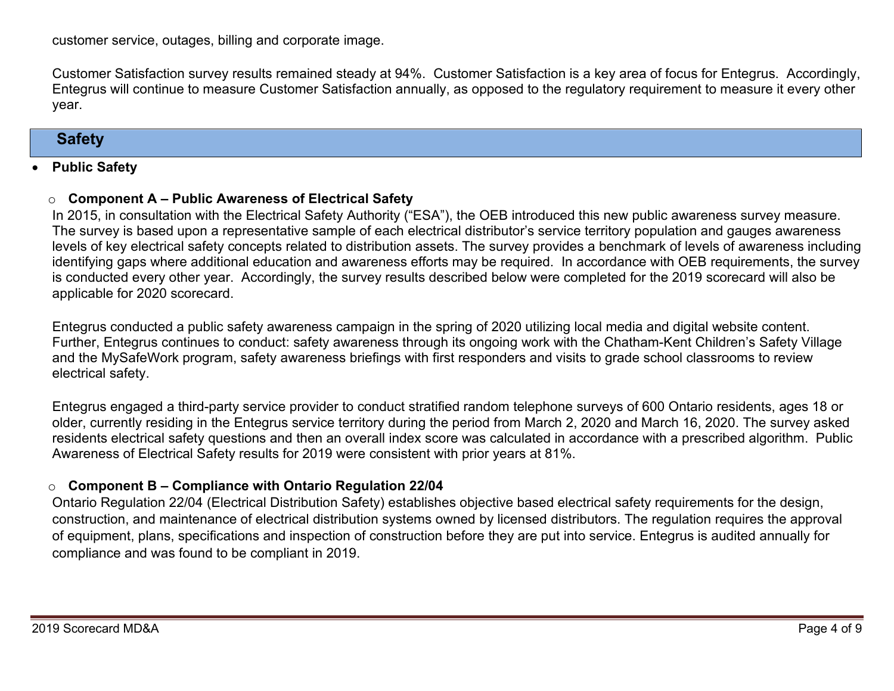customer service, outages, billing and corporate image.

Customer Satisfaction survey results remained steady at 94%. Customer Satisfaction is a key area of focus for Entegrus. Accordingly, Entegrus will continue to measure Customer Satisfaction annually, as opposed to the regulatory requirement to measure it every other year.

## Safety

- **Public Safety**

  - **Component A – Public Awareness of Electrical Safety**

    In 2015, in consultation with the Electrical Safety Authority ("ESA"), the OEB introduced this new public awareness survey measure. The survey is based upon a representative sample of each electrical distributor's service territory population and gauges awareness levels of key electrical safety concepts related to distribution assets. The survey provides a benchmark of levels of awareness including identifying gaps where additional education and awareness efforts may be required. In accordance with OEB requirements, the survey is conducted every other year. Accordingly, the survey results described below were completed for the 2019 scorecard will also be applicable for 2020 scorecard.

    Entegrus conducted a public safety awareness campaign in the spring of 2020 utilizing local media and digital website content. Further, Entegrus continues to conduct: safety awareness through its ongoing work with the Chatham-Kent Children's Safety Village and the MySafeWork program, safety awareness briefings with first responders and visits to grade school classrooms to review electrical safety.

    Entegrus engaged a third-party service provider to conduct stratified random telephone surveys of 600 Ontario residents, ages 18 or older, currently residing in the Entegrus service territory during the period from March 2, 2020 and March 16, 2020. The survey asked residents electrical safety questions and then an overall index score was calculated in accordance with a prescribed algorithm. Public Awareness of Electrical Safety results for 2019 were consistent with prior years at 81%.

  - **Component B – Compliance with Ontario Regulation 22/04**

    Ontario Regulation 22/04 (Electrical Distribution Safety) establishes objective based electrical safety requirements for the design, construction, and maintenance of electrical distribution systems owned by licensed distributors. The regulation requires the approval of equipment, plans, specifications and inspection of construction before they are put into service. Entegrus is audited annually for compliance and was found to be compliant in 2019.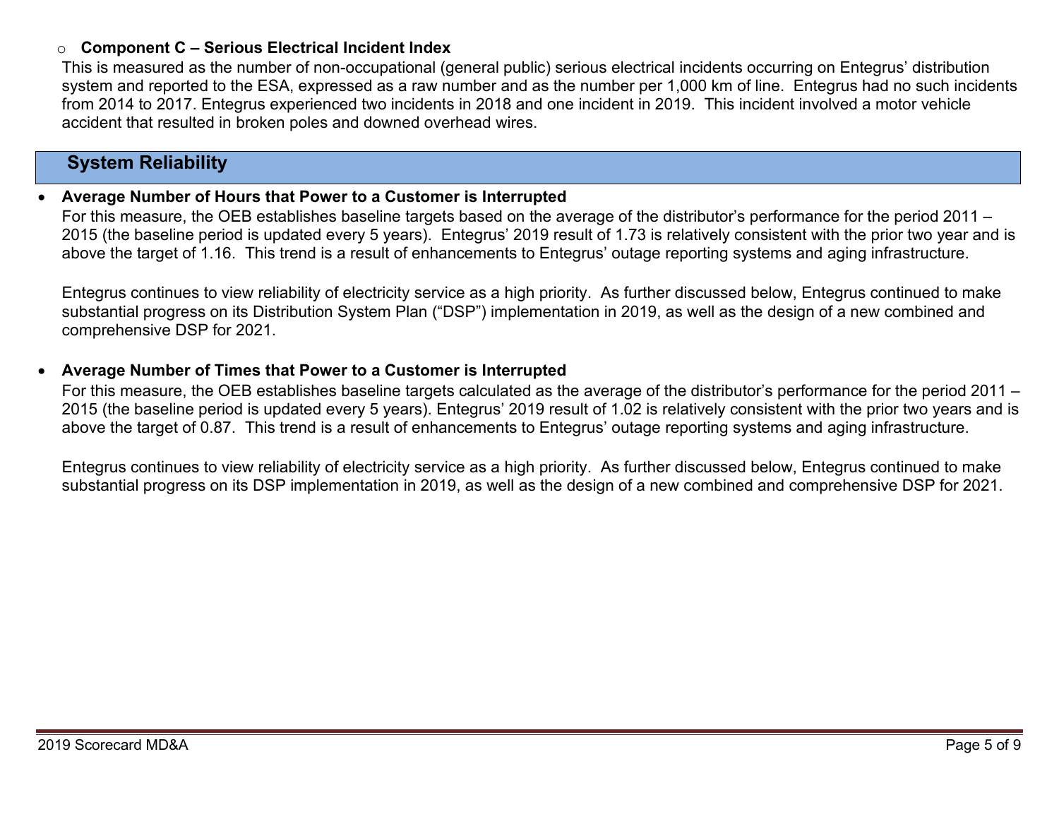- **Component C – Serious Electrical Incident Index**

  This is measured as the number of non-occupational (general public) serious electrical incidents occurring on Entegrus' distribution system and reported to the ESA, expressed as a raw number and as the number per 1,000 km of line. Entegrus had no such incidents from 2014 to 2017. Entegrus experienced two incidents in 2018 and one incident in 2019. This incident involved a motor vehicle accident that resulted in broken poles and downed overhead wires.

## System Reliability

- **Average Number of Hours that Power to a Customer is Interrupted**

  For this measure, the OEB establishes baseline targets based on the average of the distributor's performance for the period 2011 – 2015 (the baseline period is updated every 5 years). Entegrus' 2019 result of 1.73 is relatively consistent with the prior two year and is above the target of 1.16. This trend is a result of enhancements to Entegrus' outage reporting systems and aging infrastructure.

  Entegrus continues to view reliability of electricity service as a high priority. As further discussed below, Entegrus continued to make substantial progress on its Distribution System Plan ("DSP") implementation in 2019, as well as the design of a new combined and comprehensive DSP for 2021.

- **Average Number of Times that Power to a Customer is Interrupted**

  For this measure, the OEB establishes baseline targets calculated as the average of the distributor's performance for the period 2011 – 2015 (the baseline period is updated every 5 years). Entegrus' 2019 result of 1.02 is relatively consistent with the prior two years and is above the target of 0.87. This trend is a result of enhancements to Entegrus' outage reporting systems and aging infrastructure.

  Entegrus continues to view reliability of electricity service as a high priority. As further discussed below, Entegrus continued to make substantial progress on its DSP implementation in 2019, as well as the design of a new combined and comprehensive DSP for 2021.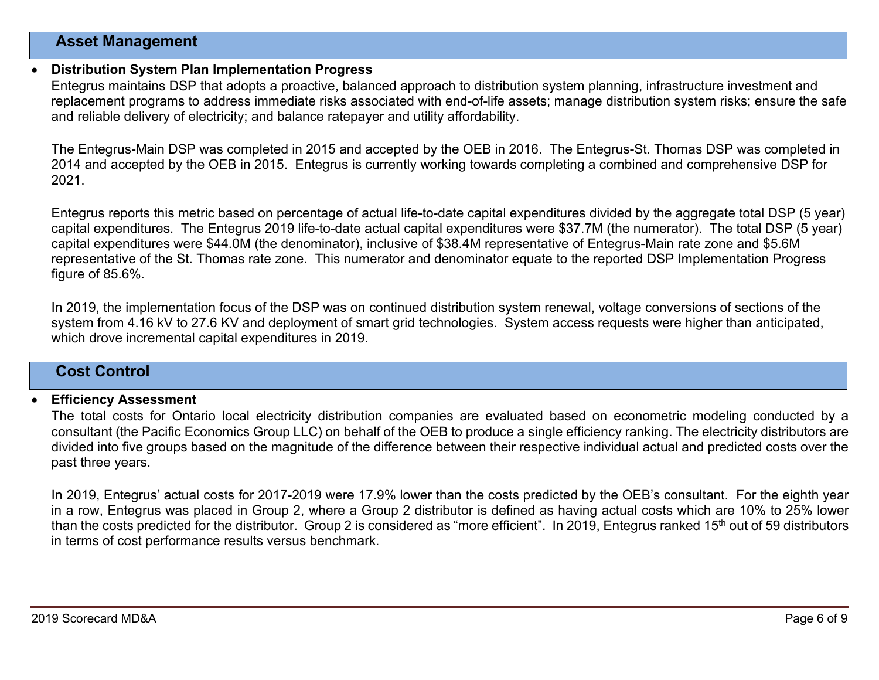## Asset Management

- **Distribution System Plan Implementation Progress**

  Entegrus maintains DSP that adopts a proactive, balanced approach to distribution system planning, infrastructure investment and replacement programs to address immediate risks associated with end-of-life assets; manage distribution system risks; ensure the safe and reliable delivery of electricity; and balance ratepayer and utility affordability.

  The Entegrus-Main DSP was completed in 2015 and accepted by the OEB in 2016. The Entegrus-St. Thomas DSP was completed in 2014 and accepted by the OEB in 2015. Entegrus is currently working towards completing a combined and comprehensive DSP for 2021.

  Entegrus reports this metric based on percentage of actual life-to-date capital expenditures divided by the aggregate total DSP (5 year) capital expenditures. The Entegrus 2019 life-to-date actual capital expenditures were $37.7M (the numerator). The total DSP (5 year) capital expenditures were $44.0M (the denominator), inclusive of $38.4M representative of Entegrus-Main rate zone and $5.6M representative of the St. Thomas rate zone. This numerator and denominator equate to the reported DSP Implementation Progress figure of 85.6%.

  In 2019, the implementation focus of the DSP was on continued distribution system renewal, voltage conversions of sections of the system from 4.16 kV to 27.6 KV and deployment of smart grid technologies. System access requests were higher than anticipated, which drove incremental capital expenditures in 2019.

## Cost Control

- **Efficiency Assessment**

  The total costs for Ontario local electricity distribution companies are evaluated based on econometric modeling conducted by a consultant (the Pacific Economics Group LLC) on behalf of the OEB to produce a single efficiency ranking. The electricity distributors are divided into five groups based on the magnitude of the difference between their respective individual actual and predicted costs over the past three years.

  In 2019, Entegrus' actual costs for 2017-2019 were 17.9% lower than the costs predicted by the OEB's consultant. For the eighth year in a row, Entegrus was placed in Group 2, where a Group 2 distributor is defined as having actual costs which are 10% to 25% lower than the costs predicted for the distributor. Group 2 is considered as "more efficient". In 2019, Entegrus ranked 15th out of 59 distributors in terms of cost performance results versus benchmark.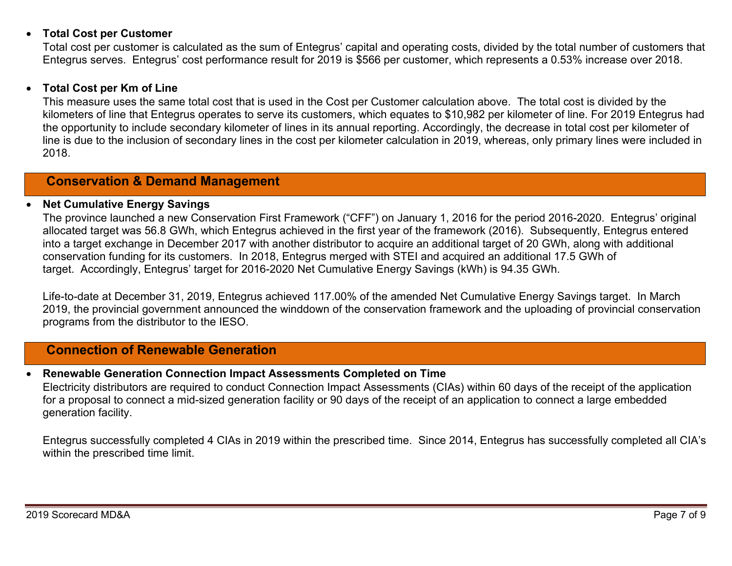- **Total Cost per Customer**
  Total cost per customer is calculated as the sum of Entegrus' capital and operating costs, divided by the total number of customers that Entegrus serves. Entegrus' cost performance result for 2019 is $566 per customer, which represents a 0.53% increase over 2018.

- **Total Cost per Km of Line**
  This measure uses the same total cost that is used in the Cost per Customer calculation above. The total cost is divided by the kilometers of line that Entegrus operates to serve its customers, which equates to $10,982 per kilometer of line. For 2019 Entegrus had the opportunity to include secondary kilometer of lines in its annual reporting. Accordingly, the decrease in total cost per kilometer of line is due to the inclusion of secondary lines in the cost per kilometer calculation in 2019, whereas, only primary lines were included in 2018.

## Conservation & Demand Management

- **Net Cumulative Energy Savings**
  The province launched a new Conservation First Framework ("CFF") on January 1, 2016 for the period 2016-2020. Entegrus' original allocated target was 56.8 GWh, which Entegrus achieved in the first year of the framework (2016). Subsequently, Entegrus entered into a target exchange in December 2017 with another distributor to acquire an additional target of 20 GWh, along with additional conservation funding for its customers. In 2018, Entegrus merged with STEI and acquired an additional 17.5 GWh of target. Accordingly, Entegrus' target for 2016-2020 Net Cumulative Energy Savings (kWh) is 94.35 GWh.

  Life-to-date at December 31, 2019, Entegrus achieved 117.00% of the amended Net Cumulative Energy Savings target. In March 2019, the provincial government announced the winddown of the conservation framework and the uploading of provincial conservation programs from the distributor to the IESO.

## Connection of Renewable Generation

- **Renewable Generation Connection Impact Assessments Completed on Time**
  Electricity distributors are required to conduct Connection Impact Assessments (CIAs) within 60 days of the receipt of the application for a proposal to connect a mid-sized generation facility or 90 days of the receipt of an application to connect a large embedded generation facility.

  Entegrus successfully completed 4 CIAs in 2019 within the prescribed time. Since 2014, Entegrus has successfully completed all CIA's within the prescribed time limit.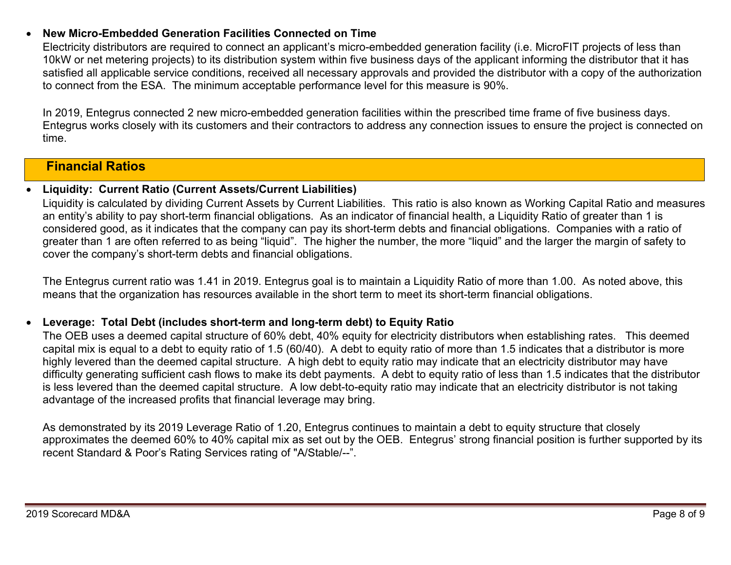- **New Micro-Embedded Generation Facilities Connected on Time**

  Electricity distributors are required to connect an applicant's micro-embedded generation facility (i.e. MicroFIT projects of less than 10kW or net metering projects) to its distribution system within five business days of the applicant informing the distributor that it has satisfied all applicable service conditions, received all necessary approvals and provided the distributor with a copy of the authorization to connect from the ESA. The minimum acceptable performance level for this measure is 90%.

  In 2019, Entegrus connected 2 new micro-embedded generation facilities within the prescribed time frame of five business days. Entegrus works closely with its customers and their contractors to address any connection issues to ensure the project is connected on time.

## Financial Ratios

- **Liquidity: Current Ratio (Current Assets/Current Liabilities)**

  Liquidity is calculated by dividing Current Assets by Current Liabilities. This ratio is also known as Working Capital Ratio and measures an entity's ability to pay short-term financial obligations. As an indicator of financial health, a Liquidity Ratio of greater than 1 is considered good, as it indicates that the company can pay its short-term debts and financial obligations. Companies with a ratio of greater than 1 are often referred to as being "liquid". The higher the number, the more "liquid" and the larger the margin of safety to cover the company's short-term debts and financial obligations.

  The Entegrus current ratio was 1.41 in 2019. Entegrus goal is to maintain a Liquidity Ratio of more than 1.00. As noted above, this means that the organization has resources available in the short term to meet its short-term financial obligations.

- **Leverage: Total Debt (includes short-term and long-term debt) to Equity Ratio**

  The OEB uses a deemed capital structure of 60% debt, 40% equity for electricity distributors when establishing rates. This deemed capital mix is equal to a debt to equity ratio of 1.5 (60/40). A debt to equity ratio of more than 1.5 indicates that a distributor is more highly levered than the deemed capital structure. A high debt to equity ratio may indicate that an electricity distributor may have difficulty generating sufficient cash flows to make its debt payments. A debt to equity ratio of less than 1.5 indicates that the distributor is less levered than the deemed capital structure. A low debt-to-equity ratio may indicate that an electricity distributor is not taking advantage of the increased profits that financial leverage may bring.

  As demonstrated by its 2019 Leverage Ratio of 1.20, Entegrus continues to maintain a debt to equity structure that closely approximates the deemed 60% to 40% capital mix as set out by the OEB. Entegrus' strong financial position is further supported by its recent Standard & Poor's Rating Services rating of "A/Stable/--".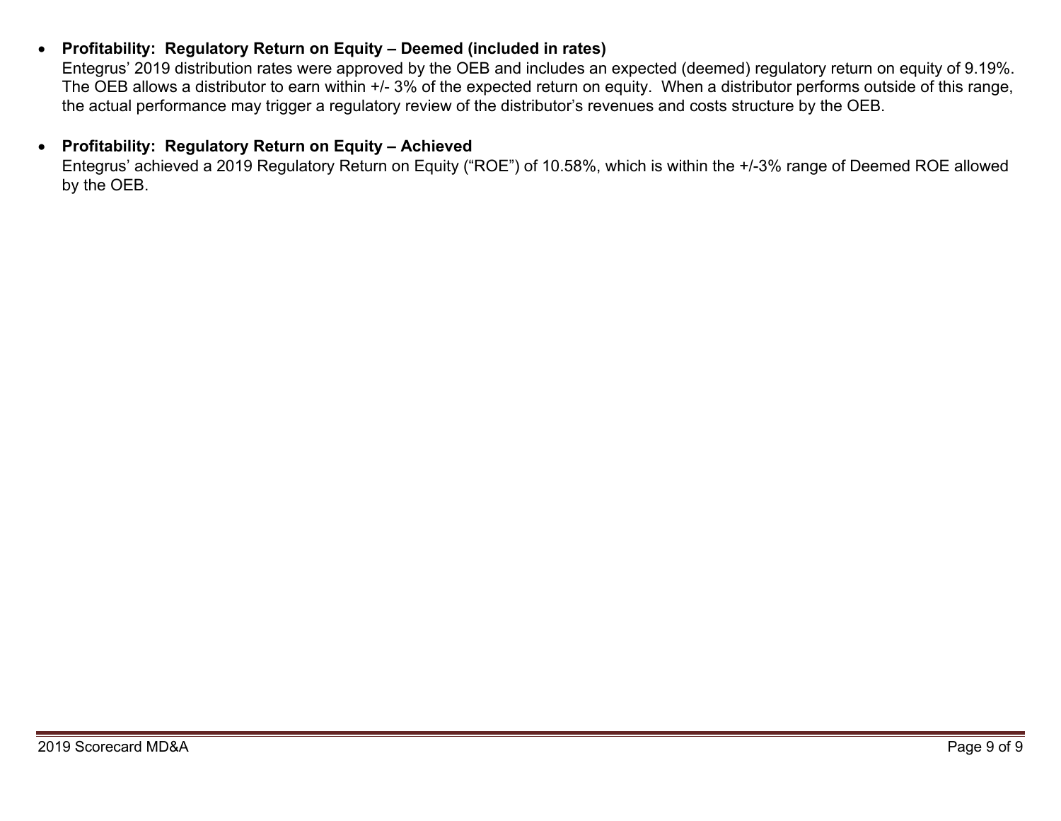- **Profitability: Regulatory Return on Equity – Deemed (included in rates)**
  Entegrus' 2019 distribution rates were approved by the OEB and includes an expected (deemed) regulatory return on equity of 9.19%. The OEB allows a distributor to earn within +/- 3% of the expected return on equity. When a distributor performs outside of this range, the actual performance may trigger a regulatory review of the distributor's revenues and costs structure by the OEB.

- **Profitability: Regulatory Return on Equity – Achieved**
  Entegrus' achieved a 2019 Regulatory Return on Equity ("ROE") of 10.58%, which is within the +/-3% range of Deemed ROE allowed by the OEB.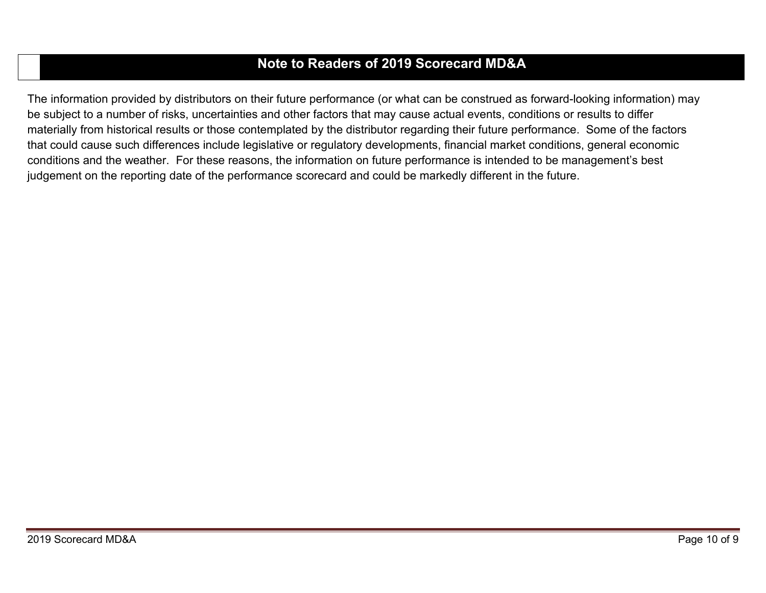## Note to Readers of 2019 Scorecard MD&A

The information provided by distributors on their future performance (or what can be construed as forward-looking information) may be subject to a number of risks, uncertainties and other factors that may cause actual events, conditions or results to differ materially from historical results or those contemplated by the distributor regarding their future performance. Some of the factors that could cause such differences include legislative or regulatory developments, financial market conditions, general economic conditions and the weather. For these reasons, the information on future performance is intended to be management's best judgement on the reporting date of the performance scorecard and could be markedly different in the future.